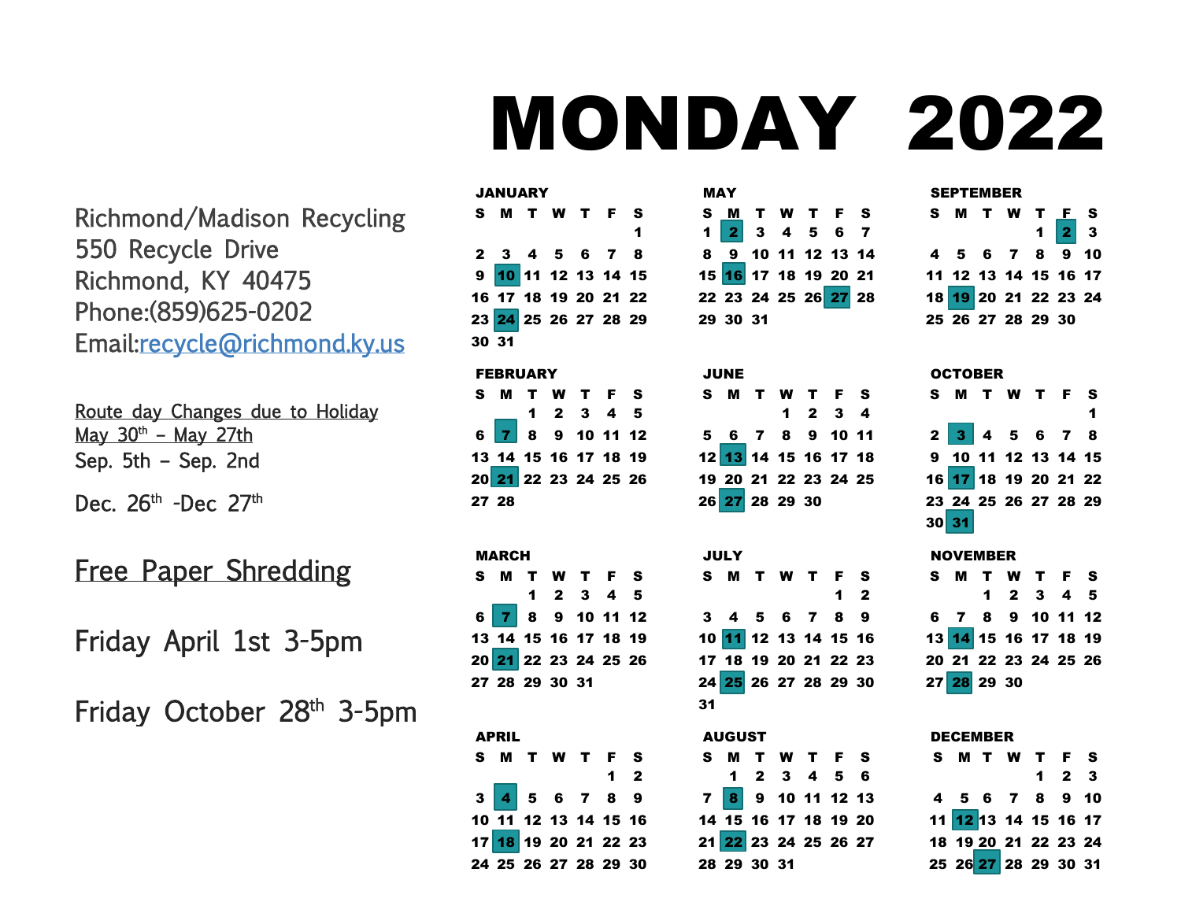# MONDAY 2022

Richmond/Madison Recycling
550 Recycle Drive
Richmond, KY 40475
Phone:(859)625-0202
Email:recycle@richmond.ky.us

Route day Changes due to Holiday
May 30th – May 27th
Sep. 5th – Sep. 2nd

Dec. 26th -Dec 27th

## Free Paper Shredding

Friday April 1st 3-5pm

Friday October 28th 3-5pm

**JANUARY**

| S | M | T | W | T | F | S |
|---|---|---|---|---|---|---|
| | | | | | | 1 |
| 2 | 3 | 4 | 5 | 6 | 7 | 8 |
| 9 | **10** | 11 | 12 | 13 | 14 | 15 |
| 16 | 17 | 18 | 19 | 20 | 21 | 22 |
| 23 | **24** | 25 | 26 | 27 | 28 | 29 |
| 30 | 31 | | | | | |

**FEBRUARY**

| S | M | T | W | T | F | S |
|---|---|---|---|---|---|---|
| | | 1 | 2 | 3 | 4 | 5 |
| 6 | **7** | 8 | 9 | 10 | 11 | 12 |
| 13 | 14 | 15 | 16 | 17 | 18 | 19 |
| 20 | **21** | 22 | 23 | 24 | 25 | 26 |
| 27 | 28 | | | | | |

**MARCH**

| S | M | T | W | T | F | S |
|---|---|---|---|---|---|---|
| | | 1 | 2 | 3 | 4 | 5 |
| 6 | **7** | 8 | 9 | 10 | 11 | 12 |
| 13 | 14 | 15 | 16 | 17 | 18 | 19 |
| 20 | **21** | 22 | 23 | 24 | 25 | 26 |
| 27 | 28 | 29 | 30 | 31 | | |

**APRIL**

| S | M | T | W | T | F | S |
|---|---|---|---|---|---|---|
| | | | | | 1 | 2 |
| 3 | **4** | 5 | 6 | 7 | 8 | 9 |
| 10 | 11 | 12 | 13 | 14 | 15 | 16 |
| 17 | **18** | 19 | 20 | 21 | 22 | 23 |
| 24 | 25 | 26 | 27 | 28 | 29 | 30 |

**MAY**

| S | M | T | W | T | F | S |
|---|---|---|---|---|---|---|
| 1 | **2** | 3 | 4 | 5 | 6 | 7 |
| 8 | 9 | 10 | 11 | 12 | 13 | 14 |
| 15 | **16** | 17 | 18 | 19 | 20 | 21 |
| 22 | 23 | 24 | 25 | 26 | **27** | 28 |
| 29 | 30 | 31 | | | | |

**JUNE**

| S | M | T | W | T | F | S |
|---|---|---|---|---|---|---|
| | | | 1 | 2 | 3 | 4 |
| 5 | 6 | 7 | 8 | 9 | 10 | 11 |
| 12 | **13** | 14 | 15 | 16 | 17 | 18 |
| 19 | 20 | 21 | 22 | 23 | 24 | 25 |
| 26 | **27** | 28 | 29 | 30 | | |

**JULY**

| S | M | T | W | T | F | S |
|---|---|---|---|---|---|---|
| | | | | | 1 | 2 |
| 3 | 4 | 5 | 6 | 7 | 8 | 9 |
| 10 | **11** | 12 | 13 | 14 | 15 | 16 |
| 17 | 18 | 19 | 20 | 21 | 22 | 23 |
| 24 | **25** | 26 | 27 | 28 | 29 | 30 |
| 31 | | | | | | |

**AUGUST**

| S | M | T | W | T | F | S |
|---|---|---|---|---|---|---|
| | 1 | 2 | 3 | 4 | 5 | 6 |
| 7 | **8** | 9 | 10 | 11 | 12 | 13 |
| 14 | 15 | 16 | 17 | 18 | 19 | 20 |
| 21 | **22** | 23 | 24 | 25 | 26 | 27 |
| 28 | 29 | 30 | 31 | | | |

**SEPTEMBER**

| S | M | T | W | T | F | S |
|---|---|---|---|---|---|---|
| | | | | 1 | **2** | 3 |
| 4 | 5 | 6 | 7 | 8 | 9 | 10 |
| 11 | 12 | 13 | 14 | 15 | 16 | 17 |
| 18 | **19** | 20 | 21 | 22 | 23 | 24 |
| 25 | 26 | 27 | 28 | 29 | 30 | |

**OCTOBER**

| S | M | T | W | T | F | S |
|---|---|---|---|---|---|---|
| | | | | | | 1 |
| 2 | **3** | 4 | 5 | 6 | 7 | 8 |
| 9 | 10 | 11 | 12 | 13 | 14 | 15 |
| 16 | **17** | 18 | 19 | 20 | 21 | 22 |
| 23 | 24 | 25 | 26 | 27 | 28 | 29 |
| 30 | **31** | | | | | |

**NOVEMBER**

| S | M | T | W | T | F | S |
|---|---|---|---|---|---|---|
| | | 1 | 2 | 3 | 4 | 5 |
| 6 | 7 | 8 | 9 | 10 | 11 | 12 |
| 13 | **14** | 15 | 16 | 17 | 18 | 19 |
| 20 | 21 | 22 | 23 | 24 | 25 | 26 |
| 27 | **28** | 29 | 30 | | | |

**DECEMBER**

| S | M | T | W | T | F | S |
|---|---|---|---|---|---|---|
| | | | | 1 | 2 | 3 |
| 4 | 5 | 6 | 7 | 8 | 9 | 10 |
| 11 | **12** | 13 | 14 | 15 | 16 | 17 |
| 18 | 19 | 20 | 21 | 22 | 23 | 24 |
| 25 | 26 | **27** | 28 | 29 | 30 | 31 |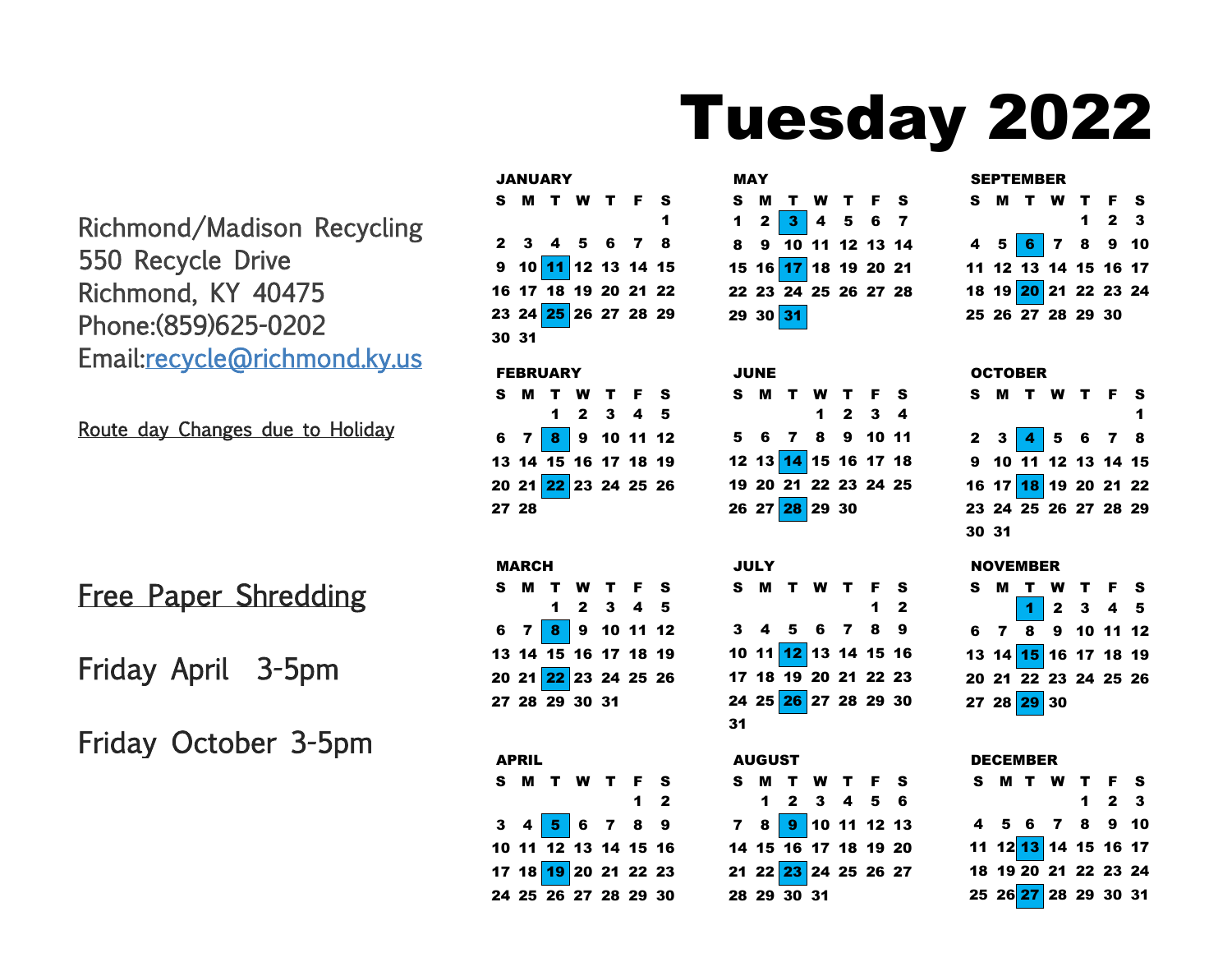# Tuesday 2022

Richmond/Madison Recycling
550 Recycle Drive
Richmond, KY 40475
Phone:(859)625-0202
Email:recycle@richmond.ky.us

Route day Changes due to Holiday

## Free Paper Shredding

Friday April 3-5pm

Friday October 3-5pm

### JANUARY

| S | M | T | W | T | F | S |
|---|---|---|---|---|---|---|
| | | | | | | 1 |
| 2 | 3 | 4 | 5 | 6 | 7 | 8 |
| 9 | 10 | **11** | 12 | 13 | 14 | 15 |
| 16 | 17 | 18 | 19 | 20 | 21 | 22 |
| 23 | 24 | **25** | 26 | 27 | 28 | 29 |
| 30 | 31 | | | | | |

### FEBRUARY

| S | M | T | W | T | F | S |
|---|---|---|---|---|---|---|
| | | 1 | 2 | 3 | 4 | 5 |
| 6 | 7 | **8** | 9 | 10 | 11 | 12 |
| 13 | 14 | 15 | 16 | 17 | 18 | 19 |
| 20 | 21 | **22** | 23 | 24 | 25 | 26 |
| 27 | 28 | | | | | |

### MARCH

| S | M | T | W | T | F | S |
|---|---|---|---|---|---|---|
| | | 1 | 2 | 3 | 4 | 5 |
| 6 | 7 | **8** | 9 | 10 | 11 | 12 |
| 13 | 14 | 15 | 16 | 17 | 18 | 19 |
| 20 | 21 | **22** | 23 | 24 | 25 | 26 |
| 27 | 28 | 29 | 30 | 31 | | |

### APRIL

| S | M | T | W | T | F | S |
|---|---|---|---|---|---|---|
| | | | | | 1 | 2 |
| 3 | 4 | **5** | 6 | 7 | 8 | 9 |
| 10 | 11 | 12 | 13 | 14 | 15 | 16 |
| 17 | 18 | **19** | 20 | 21 | 22 | 23 |
| 24 | 25 | 26 | 27 | 28 | 29 | 30 |

### MAY

| S | M | T | W | T | F | S |
|---|---|---|---|---|---|---|
| 1 | 2 | **3** | 4 | 5 | 6 | 7 |
| 8 | 9 | 10 | 11 | 12 | 13 | 14 |
| 15 | 16 | **17** | 18 | 19 | 20 | 21 |
| 22 | 23 | 24 | 25 | 26 | 27 | 28 |
| 29 | 30 | **31** | | | | |

### JUNE

| S | M | T | W | T | F | S |
|---|---|---|---|---|---|---|
| | | | 1 | 2 | 3 | 4 |
| 5 | 6 | 7 | 8 | 9 | 10 | 11 |
| 12 | 13 | **14** | 15 | 16 | 17 | 18 |
| 19 | 20 | 21 | 22 | 23 | 24 | 25 |
| 26 | 27 | **28** | 29 | 30 | | |

### JULY

| S | M | T | W | T | F | S |
|---|---|---|---|---|---|---|
| | | | | | 1 | 2 |
| 3 | 4 | 5 | 6 | 7 | 8 | 9 |
| 10 | 11 | **12** | 13 | 14 | 15 | 16 |
| 17 | 18 | 19 | 20 | 21 | 22 | 23 |
| 24 | 25 | **26** | 27 | 28 | 29 | 30 |
| 31 | | | | | | |

### AUGUST

| S | M | T | W | T | F | S |
|---|---|---|---|---|---|---|
| | 1 | 2 | 3 | 4 | 5 | 6 |
| 7 | 8 | **9** | 10 | 11 | 12 | 13 |
| 14 | 15 | 16 | 17 | 18 | 19 | 20 |
| 21 | 22 | **23** | 24 | 25 | 26 | 27 |
| 28 | 29 | 30 | 31 | | | |

### SEPTEMBER

| S | M | T | W | T | F | S |
|---|---|---|---|---|---|---|
| | | | | 1 | 2 | 3 |
| 4 | 5 | **6** | 7 | 8 | 9 | 10 |
| 11 | 12 | 13 | 14 | 15 | 16 | 17 |
| 18 | 19 | **20** | 21 | 22 | 23 | 24 |
| 25 | 26 | 27 | 28 | 29 | 30 | |

### OCTOBER

| S | M | T | W | T | F | S |
|---|---|---|---|---|---|---|
| | | | | | | 1 |
| 2 | 3 | **4** | 5 | 6 | 7 | 8 |
| 9 | 10 | 11 | 12 | 13 | 14 | 15 |
| 16 | 17 | **18** | 19 | 20 | 21 | 22 |
| 23 | 24 | 25 | 26 | 27 | 28 | 29 |
| 30 | 31 | | | | | |

### NOVEMBER

| S | M | T | W | T | F | S |
|---|---|---|---|---|---|---|
| | | **1** | 2 | 3 | 4 | 5 |
| 6 | 7 | 8 | 9 | 10 | 11 | 12 |
| 13 | 14 | **15** | 16 | 17 | 18 | 19 |
| 20 | 21 | 22 | 23 | 24 | 25 | 26 |
| 27 | 28 | **29** | 30 | | | |

### DECEMBER

| S | M | T | W | T | F | S |
|---|---|---|---|---|---|---|
| | | | | 1 | 2 | 3 |
| 4 | 5 | 6 | 7 | 8 | 9 | 10 |
| 11 | 12 | **13** | 14 | 15 | 16 | 17 |
| 18 | 19 | 20 | 21 | 22 | 23 | 24 |
| 25 | 26 | **27** | 28 | 29 | 30 | 31 |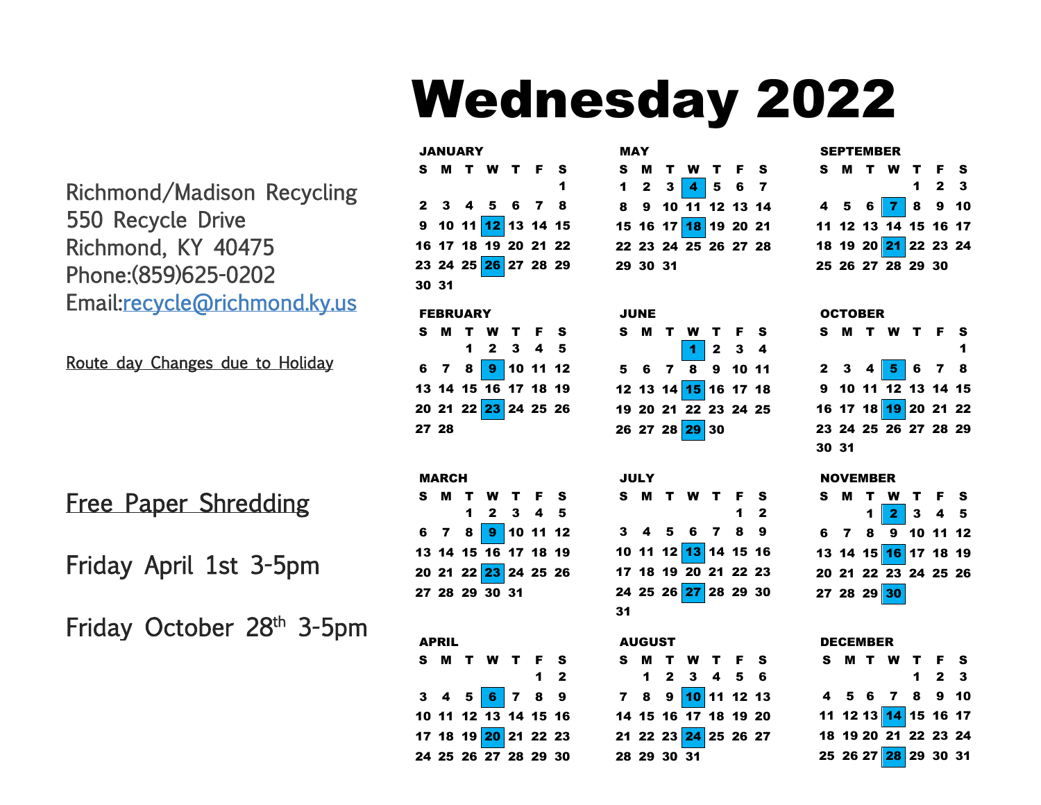# Wednesday 2022

Richmond/Madison Recycling
550 Recycle Drive
Richmond, KY 40475
Phone:(859)625-0202
Email:recycle@richmond.ky.us

Route day Changes due to Holiday

Free Paper Shredding

Friday April 1st 3-5pm

Friday October 28th 3-5pm

Highlighted Wednesday collection dates:

**JANUARY**

| S | M | T | W | T | F | S |
|---|---|---|---|---|---|---|
| | | | | | | 1 |
| 2 | 3 | 4 | 5 | 6 | 7 | 8 |
| 9 | 10 | 11 | **12** | 13 | 14 | 15 |
| 16 | 17 | 18 | 19 | 20 | 21 | 22 |
| 23 | 24 | 25 | **26** | 27 | 28 | 29 |
| 30 | 31 | | | | | |

**FEBRUARY**

| S | M | T | W | T | F | S |
|---|---|---|---|---|---|---|
| | | 1 | 2 | 3 | 4 | 5 |
| 6 | 7 | 8 | **9** | 10 | 11 | 12 |
| 13 | 14 | 15 | 16 | 17 | 18 | 19 |
| 20 | 21 | 22 | **23** | 24 | 25 | 26 |
| 27 | 28 | | | | | |

**MARCH**

| S | M | T | W | T | F | S |
|---|---|---|---|---|---|---|
| | | 1 | 2 | 3 | 4 | 5 |
| 6 | 7 | 8 | **9** | 10 | 11 | 12 |
| 13 | 14 | 15 | 16 | 17 | 18 | 19 |
| 20 | 21 | 22 | **23** | 24 | 25 | 26 |
| 27 | 28 | 29 | 30 | 31 | | |

**APRIL**

| S | M | T | W | T | F | S |
|---|---|---|---|---|---|---|
| | | | | | 1 | 2 |
| 3 | 4 | 5 | **6** | 7 | 8 | 9 |
| 10 | 11 | 12 | 13 | 14 | 15 | 16 |
| 17 | 18 | 19 | **20** | 21 | 22 | 23 |
| 24 | 25 | 26 | 27 | 28 | 29 | 30 |

**MAY**

| S | M | T | W | T | F | S |
|---|---|---|---|---|---|---|
| 1 | 2 | 3 | **4** | 5 | 6 | 7 |
| 8 | 9 | 10 | 11 | 12 | 13 | 14 |
| 15 | 16 | 17 | **18** | 19 | 20 | 21 |
| 22 | 23 | 24 | 25 | 26 | 27 | 28 |
| 29 | 30 | 31 | | | | |

**JUNE**

| S | M | T | W | T | F | S |
|---|---|---|---|---|---|---|
| | | | **1** | 2 | 3 | 4 |
| 5 | 6 | 7 | 8 | 9 | 10 | 11 |
| 12 | 13 | 14 | **15** | 16 | 17 | 18 |
| 19 | 20 | 21 | 22 | 23 | 24 | 25 |
| 26 | 27 | 28 | **29** | 30 | | |

**JULY**

| S | M | T | W | T | F | S |
|---|---|---|---|---|---|---|
| | | | | | 1 | 2 |
| 3 | 4 | 5 | 6 | 7 | 8 | 9 |
| 10 | 11 | 12 | **13** | 14 | 15 | 16 |
| 17 | 18 | 19 | 20 | 21 | 22 | 23 |
| 24 | 25 | 26 | **27** | 28 | 29 | 30 |
| 31 | | | | | | |

**AUGUST**

| S | M | T | W | T | F | S |
|---|---|---|---|---|---|---|
| | 1 | 2 | 3 | 4 | 5 | 6 |
| 7 | 8 | 9 | **10** | 11 | 12 | 13 |
| 14 | 15 | 16 | 17 | 18 | 19 | 20 |
| 21 | 22 | 23 | **24** | 25 | 26 | 27 |
| 28 | 29 | 30 | 31 | | | |

**SEPTEMBER**

| S | M | T | W | T | F | S |
|---|---|---|---|---|---|---|
| | | | | 1 | 2 | 3 |
| 4 | 5 | 6 | **7** | 8 | 9 | 10 |
| 11 | 12 | 13 | 14 | 15 | 16 | 17 |
| 18 | 19 | 20 | **21** | 22 | 23 | 24 |
| 25 | 26 | 27 | 28 | 29 | 30 | |

**OCTOBER**

| S | M | T | W | T | F | S |
|---|---|---|---|---|---|---|
| | | | | | | 1 |
| 2 | 3 | 4 | **5** | 6 | 7 | 8 |
| 9 | 10 | 11 | 12 | 13 | 14 | 15 |
| 16 | 17 | 18 | **19** | 20 | 21 | 22 |
| 23 | 24 | 25 | 26 | 27 | 28 | 29 |
| 30 | 31 | | | | | |

**NOVEMBER**

| S | M | T | W | T | F | S |
|---|---|---|---|---|---|---|
| | | 1 | **2** | 3 | 4 | 5 |
| 6 | 7 | 8 | 9 | 10 | 11 | 12 |
| 13 | 14 | 15 | **16** | 17 | 18 | 19 |
| 20 | 21 | 22 | 23 | 24 | 25 | 26 |
| 27 | 28 | 29 | **30** | | | |

**DECEMBER**

| S | M | T | W | T | F | S |
|---|---|---|---|---|---|---|
| | | | | 1 | 2 | 3 |
| 4 | 5 | 6 | 7 | 8 | 9 | 10 |
| 11 | 12 | 13 | **14** | 15 | 16 | 17 |
| 18 | 19 | 20 | 21 | 22 | 23 | 24 |
| 25 | 26 | 27 | **28** | 29 | 30 | 31 |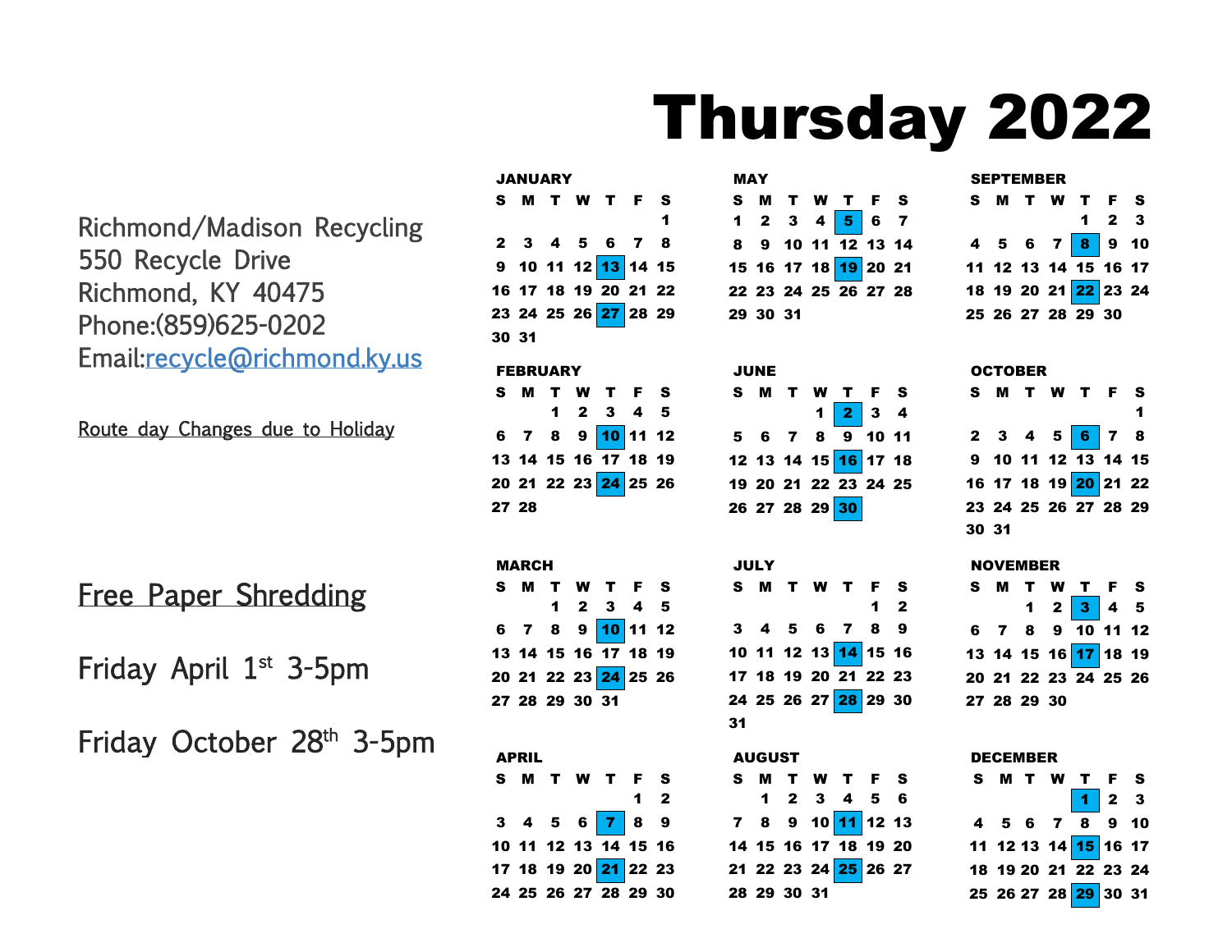# Thursday 2022

Richmond/Madison Recycling
550 Recycle Drive
Richmond, KY 40475
Phone:(859)625-0202
Email:recycle@richmond.ky.us

Route day Changes due to Holiday

## Free Paper Shredding

Friday April 1st 3-5pm

Friday October 28th 3-5pm

**JANUARY**

| S | M | T | W | T | F | S |
|---|---|---|---|---|---|---|
| | | | | | | 1 |
| 2 | 3 | 4 | 5 | 6 | 7 | 8 |
| 9 | 10 | 11 | 12 | **13** | 14 | 15 |
| 16 | 17 | 18 | 19 | 20 | 21 | 22 |
| 23 | 24 | 25 | 26 | **27** | 28 | 29 |
| 30 | 31 | | | | | |

**FEBRUARY**

| S | M | T | W | T | F | S |
|---|---|---|---|---|---|---|
| | | 1 | 2 | 3 | 4 | 5 |
| 6 | 7 | 8 | 9 | **10** | 11 | 12 |
| 13 | 14 | 15 | 16 | 17 | 18 | 19 |
| 20 | 21 | 22 | 23 | **24** | 25 | 26 |
| 27 | 28 | | | | | |

**MARCH**

| S | M | T | W | T | F | S |
|---|---|---|---|---|---|---|
| | | 1 | 2 | 3 | 4 | 5 |
| 6 | 7 | 8 | 9 | **10** | 11 | 12 |
| 13 | 14 | 15 | 16 | 17 | 18 | 19 |
| 20 | 21 | 22 | 23 | **24** | 25 | 26 |
| 27 | 28 | 29 | 30 | 31 | | |

**APRIL**

| S | M | T | W | T | F | S |
|---|---|---|---|---|---|---|
| | | | | | 1 | 2 |
| 3 | 4 | 5 | 6 | **7** | 8 | 9 |
| 10 | 11 | 12 | 13 | 14 | 15 | 16 |
| 17 | 18 | 19 | 20 | **21** | 22 | 23 |
| 24 | 25 | 26 | 27 | 28 | 29 | 30 |

**MAY**

| S | M | T | W | T | F | S |
|---|---|---|---|---|---|---|
| 1 | 2 | 3 | 4 | **5** | 6 | 7 |
| 8 | 9 | 10 | 11 | 12 | 13 | 14 |
| 15 | 16 | 17 | 18 | **19** | 20 | 21 |
| 22 | 23 | 24 | 25 | 26 | 27 | 28 |
| 29 | 30 | 31 | | | | |

**JUNE**

| S | M | T | W | T | F | S |
|---|---|---|---|---|---|---|
| | | | 1 | **2** | 3 | 4 |
| 5 | 6 | 7 | 8 | 9 | 10 | 11 |
| 12 | 13 | 14 | 15 | **16** | 17 | 18 |
| 19 | 20 | 21 | 22 | 23 | 24 | 25 |
| 26 | 27 | 28 | 29 | **30** | | |

**JULY**

| S | M | T | W | T | F | S |
|---|---|---|---|---|---|---|
| | | | | | 1 | 2 |
| 3 | 4 | 5 | 6 | 7 | 8 | 9 |
| 10 | 11 | 12 | 13 | **14** | 15 | 16 |
| 17 | 18 | 19 | 20 | 21 | 22 | 23 |
| 24 | 25 | 26 | 27 | **28** | 29 | 30 |
| 31 | | | | | | |

**AUGUST**

| S | M | T | W | T | F | S |
|---|---|---|---|---|---|---|
| | 1 | 2 | 3 | 4 | 5 | 6 |
| 7 | 8 | 9 | 10 | **11** | 12 | 13 |
| 14 | 15 | 16 | 17 | 18 | 19 | 20 |
| 21 | 22 | 23 | 24 | **25** | 26 | 27 |
| 28 | 29 | 30 | 31 | | | |

**SEPTEMBER**

| S | M | T | W | T | F | S |
|---|---|---|---|---|---|---|
| | | | | 1 | 2 | 3 |
| 4 | 5 | 6 | 7 | **8** | 9 | 10 |
| 11 | 12 | 13 | 14 | 15 | 16 | 17 |
| 18 | 19 | 20 | 21 | **22** | 23 | 24 |
| 25 | 26 | 27 | 28 | 29 | 30 | |

**OCTOBER**

| S | M | T | W | T | F | S |
|---|---|---|---|---|---|---|
| | | | | | | 1 |
| 2 | 3 | 4 | 5 | **6** | 7 | 8 |
| 9 | 10 | 11 | 12 | 13 | 14 | 15 |
| 16 | 17 | 18 | 19 | **20** | 21 | 22 |
| 23 | 24 | 25 | 26 | 27 | 28 | 29 |
| 30 | 31 | | | | | |

**NOVEMBER**

| S | M | T | W | T | F | S |
|---|---|---|---|---|---|---|
| | | 1 | 2 | **3** | 4 | 5 |
| 6 | 7 | 8 | 9 | 10 | 11 | 12 |
| 13 | 14 | 15 | 16 | **17** | 18 | 19 |
| 20 | 21 | 22 | 23 | 24 | 25 | 26 |
| 27 | 28 | 29 | 30 | | | |

**DECEMBER**

| S | M | T | W | T | F | S |
|---|---|---|---|---|---|---|
| | | | | **1** | 2 | 3 |
| 4 | 5 | 6 | 7 | 8 | 9 | 10 |
| 11 | 12 | 13 | 14 | **15** | 16 | 17 |
| 18 | 19 | 20 | 21 | 22 | 23 | 24 |
| 25 | 26 | 27 | 28 | **29** | 30 | 31 |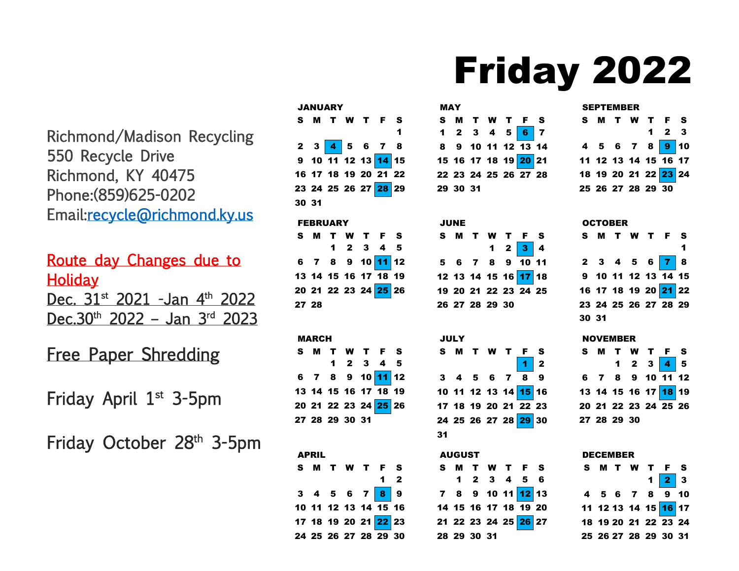# Friday 2022

Richmond/Madison Recycling
550 Recycle Drive
Richmond, KY 40475
Phone:(859)625-0202
Email:recycle@richmond.ky.us

Route day Changes due to Holiday
Dec. 31st 2021 -Jan 4th 2022
Dec.30th 2022 – Jan 3rd 2023

Free Paper Shredding

Friday April 1st 3-5pm

Friday October 28th 3-5pm

**JANUARY**

| S | M | T | W | T | F | S |
|---|---|---|---|---|---|---|
| | | | | | | 1 |
| 2 | 3 | **4** | 5 | 6 | 7 | 8 |
| 9 | 10 | 11 | 12 | 13 | **14** | 15 |
| 16 | 17 | 18 | 19 | 20 | 21 | 22 |
| 23 | 24 | 25 | 26 | 27 | **28** | 29 |
| 30 | 31 | | | | | |

**FEBRUARY**

| S | M | T | W | T | F | S |
|---|---|---|---|---|---|---|
| | | 1 | 2 | 3 | 4 | 5 |
| 6 | 7 | 8 | 9 | 10 | **11** | 12 |
| 13 | 14 | 15 | 16 | 17 | 18 | 19 |
| 20 | 21 | 22 | 23 | 24 | **25** | 26 |
| 27 | 28 | | | | | |

**MARCH**

| S | M | T | W | T | F | S |
|---|---|---|---|---|---|---|
| | | 1 | 2 | 3 | 4 | 5 |
| 6 | 7 | 8 | 9 | 10 | **11** | 12 |
| 13 | 14 | 15 | 16 | 17 | 18 | 19 |
| 20 | 21 | 22 | 23 | 24 | **25** | 26 |
| 27 | 28 | 29 | 30 | 31 | | |

**APRIL**

| S | M | T | W | T | F | S |
|---|---|---|---|---|---|---|
| | | | | | 1 | 2 |
| 3 | 4 | 5 | 6 | 7 | **8** | 9 |
| 10 | 11 | 12 | 13 | 14 | 15 | 16 |
| 17 | 18 | 19 | 20 | 21 | **22** | 23 |
| 24 | 25 | 26 | 27 | 28 | 29 | 30 |

**MAY**

| S | M | T | W | T | F | S |
|---|---|---|---|---|---|---|
| 1 | 2 | 3 | 4 | 5 | **6** | 7 |
| 8 | 9 | 10 | 11 | 12 | 13 | 14 |
| 15 | 16 | 17 | 18 | 19 | **20** | 21 |
| 22 | 23 | 24 | 25 | 26 | 27 | 28 |
| 29 | 30 | 31 | | | | |

**JUNE**

| S | M | T | W | T | F | S |
|---|---|---|---|---|---|---|
| | | | 1 | 2 | **3** | 4 |
| 5 | 6 | 7 | 8 | 9 | 10 | 11 |
| 12 | 13 | 14 | 15 | 16 | **17** | 18 |
| 19 | 20 | 21 | 22 | 23 | 24 | 25 |
| 26 | 27 | 28 | 29 | 30 | | |

**JULY**

| S | M | T | W | T | F | S |
|---|---|---|---|---|---|---|
| | | | | | **1** | 2 |
| 3 | 4 | 5 | 6 | 7 | 8 | 9 |
| 10 | 11 | 12 | 13 | 14 | **15** | 16 |
| 17 | 18 | 19 | 20 | 21 | 22 | 23 |
| 24 | 25 | 26 | 27 | 28 | **29** | 30 |
| 31 | | | | | | |

**AUGUST**

| S | M | T | W | T | F | S |
|---|---|---|---|---|---|---|
| | 1 | 2 | 3 | 4 | 5 | 6 |
| 7 | 8 | 9 | 10 | 11 | **12** | 13 |
| 14 | 15 | 16 | 17 | 18 | 19 | 20 |
| 21 | 22 | 23 | 24 | 25 | **26** | 27 |
| 28 | 29 | 30 | 31 | | | |

**SEPTEMBER**

| S | M | T | W | T | F | S |
|---|---|---|---|---|---|---|
| | | | | 1 | 2 | 3 |
| 4 | 5 | 6 | 7 | 8 | **9** | 10 |
| 11 | 12 | 13 | 14 | 15 | 16 | 17 |
| 18 | 19 | 20 | 21 | 22 | **23** | 24 |
| 25 | 26 | 27 | 28 | 29 | 30 | |

**OCTOBER**

| S | M | T | W | T | F | S |
|---|---|---|---|---|---|---|
| | | | | | | 1 |
| 2 | 3 | 4 | 5 | 6 | **7** | 8 |
| 9 | 10 | 11 | 12 | 13 | 14 | 15 |
| 16 | 17 | 18 | 19 | 20 | **21** | 22 |
| 23 | 24 | 25 | 26 | 27 | 28 | 29 |
| 30 | 31 | | | | | |

**NOVEMBER**

| S | M | T | W | T | F | S |
|---|---|---|---|---|---|---|
| | | 1 | 2 | 3 | **4** | 5 |
| 6 | 7 | 8 | 9 | 10 | 11 | 12 |
| 13 | 14 | 15 | 16 | 17 | **18** | 19 |
| 20 | 21 | 22 | 23 | 24 | 25 | 26 |
| 27 | 28 | 29 | 30 | | | |

**DECEMBER**

| S | M | T | W | T | F | S |
|---|---|---|---|---|---|---|
| | | | | 1 | **2** | 3 |
| 4 | 5 | 6 | 7 | 8 | 9 | 10 |
| 11 | 12 | 13 | 14 | 15 | **16** | 17 |
| 18 | 19 | 20 | 21 | 22 | 23 | 24 |
| 25 | 26 | 27 | 28 | 29 | 30 | 31 |